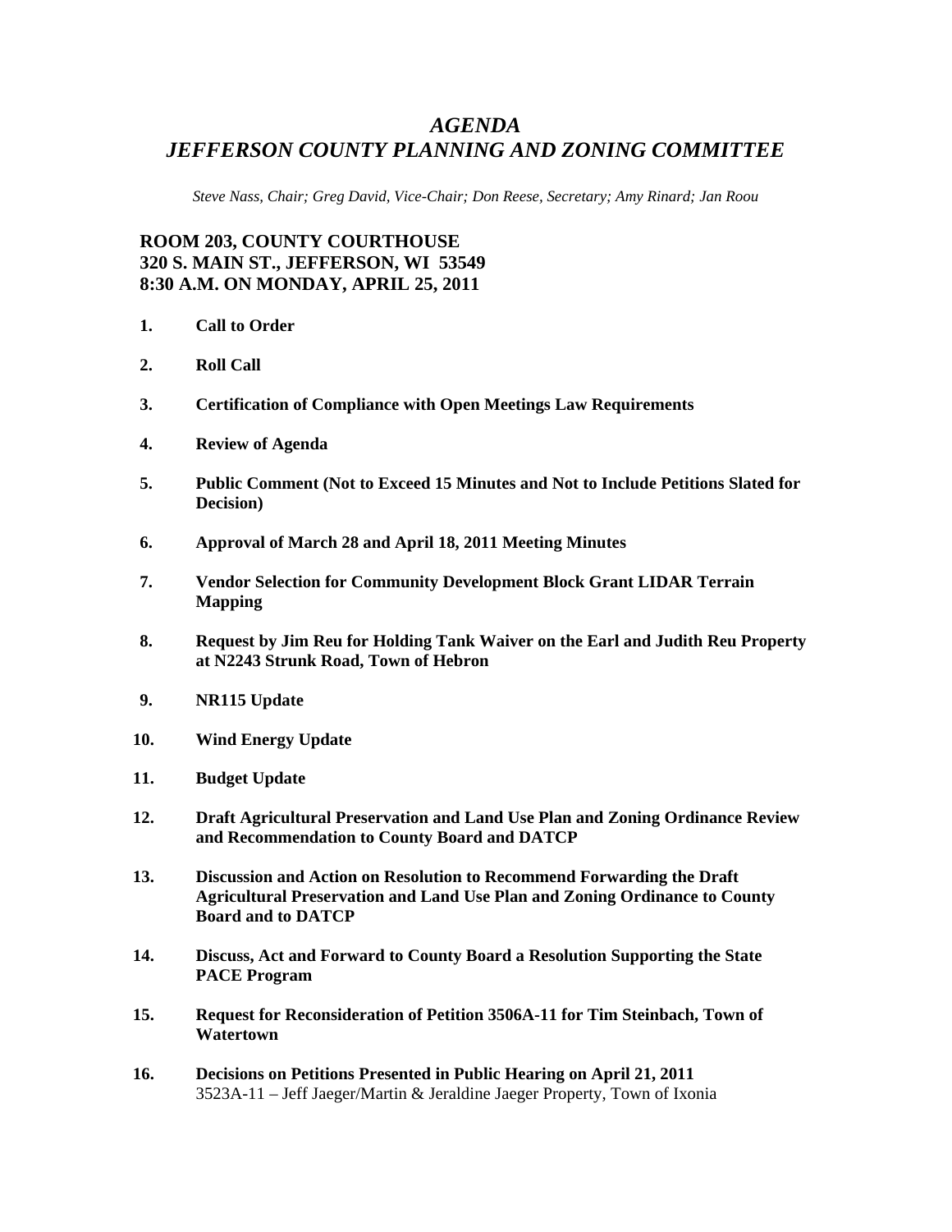# *AGENDA*
# *JEFFERSON COUNTY PLANNING AND ZONING COMMITTEE*

*Steve Nass, Chair; Greg David, Vice-Chair; Don Reese, Secretary; Amy Rinard; Jan Roou*

**ROOM 203, COUNTY COURTHOUSE**
**320 S. MAIN ST., JEFFERSON, WI 53549**
**8:30 A.M. ON MONDAY, APRIL 25, 2011**

1. **Call to Order**
2. **Roll Call**
3. **Certification of Compliance with Open Meetings Law Requirements**
4. **Review of Agenda**
5. **Public Comment (Not to Exceed 15 Minutes and Not to Include Petitions Slated for Decision)**
6. **Approval of March 28 and April 18, 2011 Meeting Minutes**
7. **Vendor Selection for Community Development Block Grant LIDAR Terrain Mapping**
8. **Request by Jim Reu for Holding Tank Waiver on the Earl and Judith Reu Property at N2243 Strunk Road, Town of Hebron**
9. **NR115 Update**
10. **Wind Energy Update**
11. **Budget Update**
12. **Draft Agricultural Preservation and Land Use Plan and Zoning Ordinance Review and Recommendation to County Board and DATCP**
13. **Discussion and Action on Resolution to Recommend Forwarding the Draft Agricultural Preservation and Land Use Plan and Zoning Ordinance to County Board and to DATCP**
14. **Discuss, Act and Forward to County Board a Resolution Supporting the State PACE Program**
15. **Request for Reconsideration of Petition 3506A-11 for Tim Steinbach, Town of Watertown**
16. **Decisions on Petitions Presented in Public Hearing on April 21, 2011**
    3523A-11 – Jeff Jaeger/Martin & Jeraldine Jaeger Property, Town of Ixonia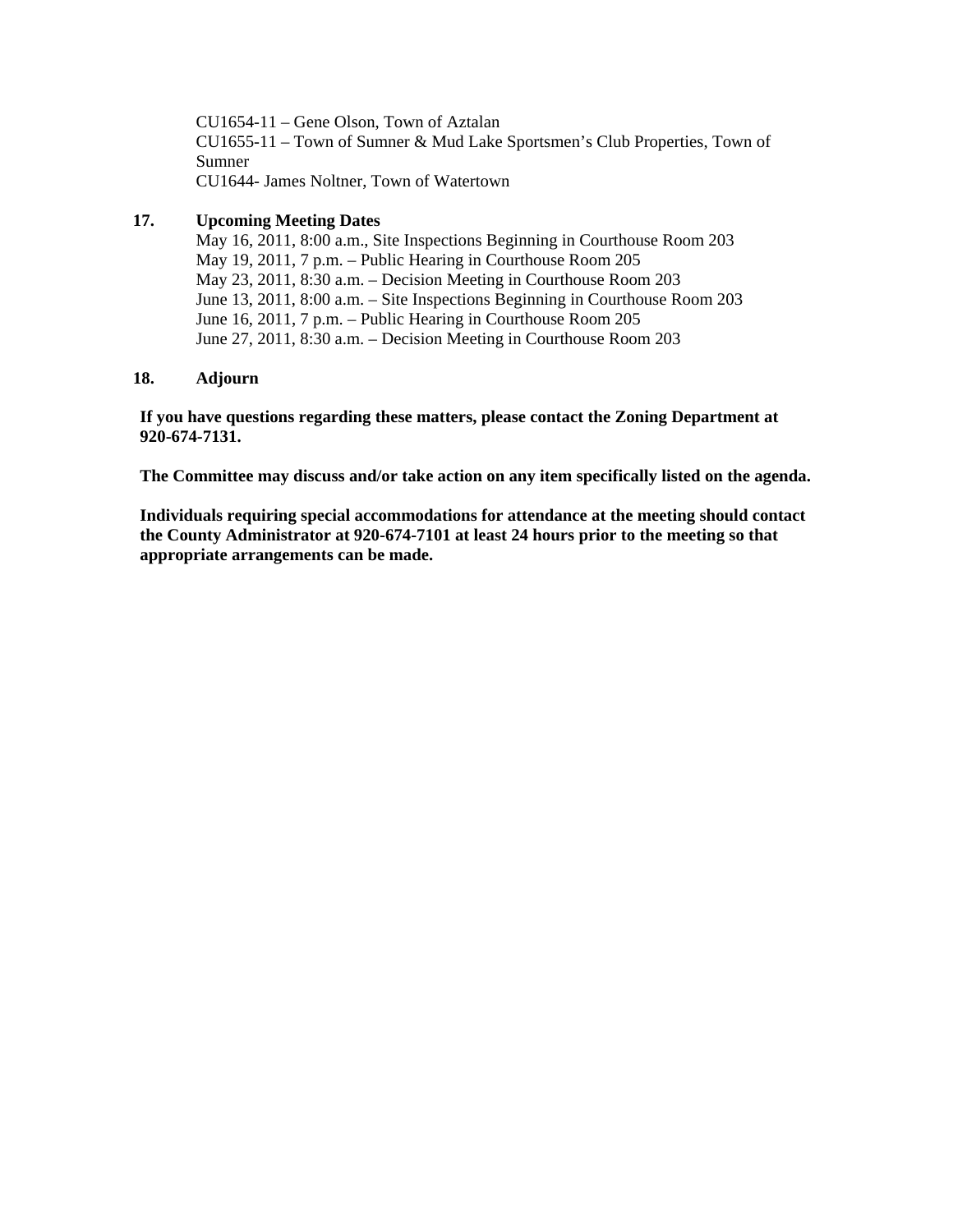CU1654-11 – Gene Olson, Town of Aztalan
CU1655-11 – Town of Sumner & Mud Lake Sportsmen's Club Properties, Town of Sumner
CU1644- James Noltner, Town of Watertown

**17. Upcoming Meeting Dates**

May 16, 2011, 8:00 a.m., Site Inspections Beginning in Courthouse Room 203
May 19, 2011, 7 p.m. – Public Hearing in Courthouse Room 205
May 23, 2011, 8:30 a.m. – Decision Meeting in Courthouse Room 203
June 13, 2011, 8:00 a.m. – Site Inspections Beginning in Courthouse Room 203
June 16, 2011, 7 p.m. – Public Hearing in Courthouse Room 205
June 27, 2011, 8:30 a.m. – Decision Meeting in Courthouse Room 203

**18. Adjourn**

**If you have questions regarding these matters, please contact the Zoning Department at 920-674-7131.**

**The Committee may discuss and/or take action on any item specifically listed on the agenda.**

**Individuals requiring special accommodations for attendance at the meeting should contact the County Administrator at 920-674-7101 at least 24 hours prior to the meeting so that appropriate arrangements can be made.**